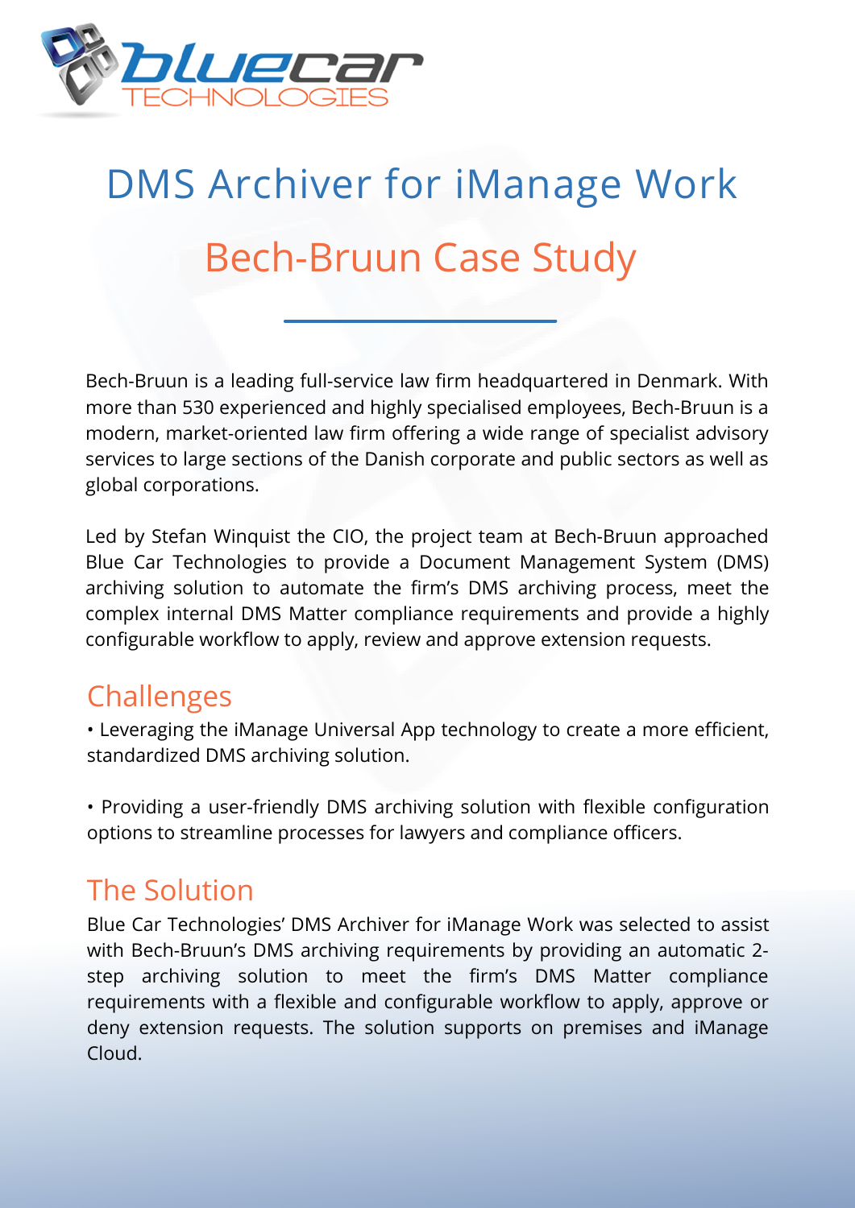# DMS Archiver for iManage Work

## Bech-Bruun Case Study

Bech-Bruun is a leading full-service law firm headquartered in Denmark. With more than 530 experienced and highly specialised employees, Bech-Bruun is a modern, market-oriented law firm offering a wide range of specialist advisory services to large sections of the Danish corporate and public sectors as well as global corporations.

Led by Stefan Winquist the CIO, the project team at Bech-Bruun approached Blue Car Technologies to provide a Document Management System (DMS) archiving solution to automate the firm's DMS archiving process, meet the complex internal DMS Matter compliance requirements and provide a highly configurable workflow to apply, review and approve extension requests.

## Challenges

• Leveraging the iManage Universal App technology to create a more efficient, standardized DMS archiving solution.

• Providing a user-friendly DMS archiving solution with flexible configuration options to streamline processes for lawyers and compliance officers.

## The Solution

Blue Car Technologies' DMS Archiver for iManage Work was selected to assist with Bech-Bruun's DMS archiving requirements by providing an automatic 2-step archiving solution to meet the firm's DMS Matter compliance requirements with a flexible and configurable workflow to apply, approve or deny extension requests. The solution supports on premises and iManage Cloud.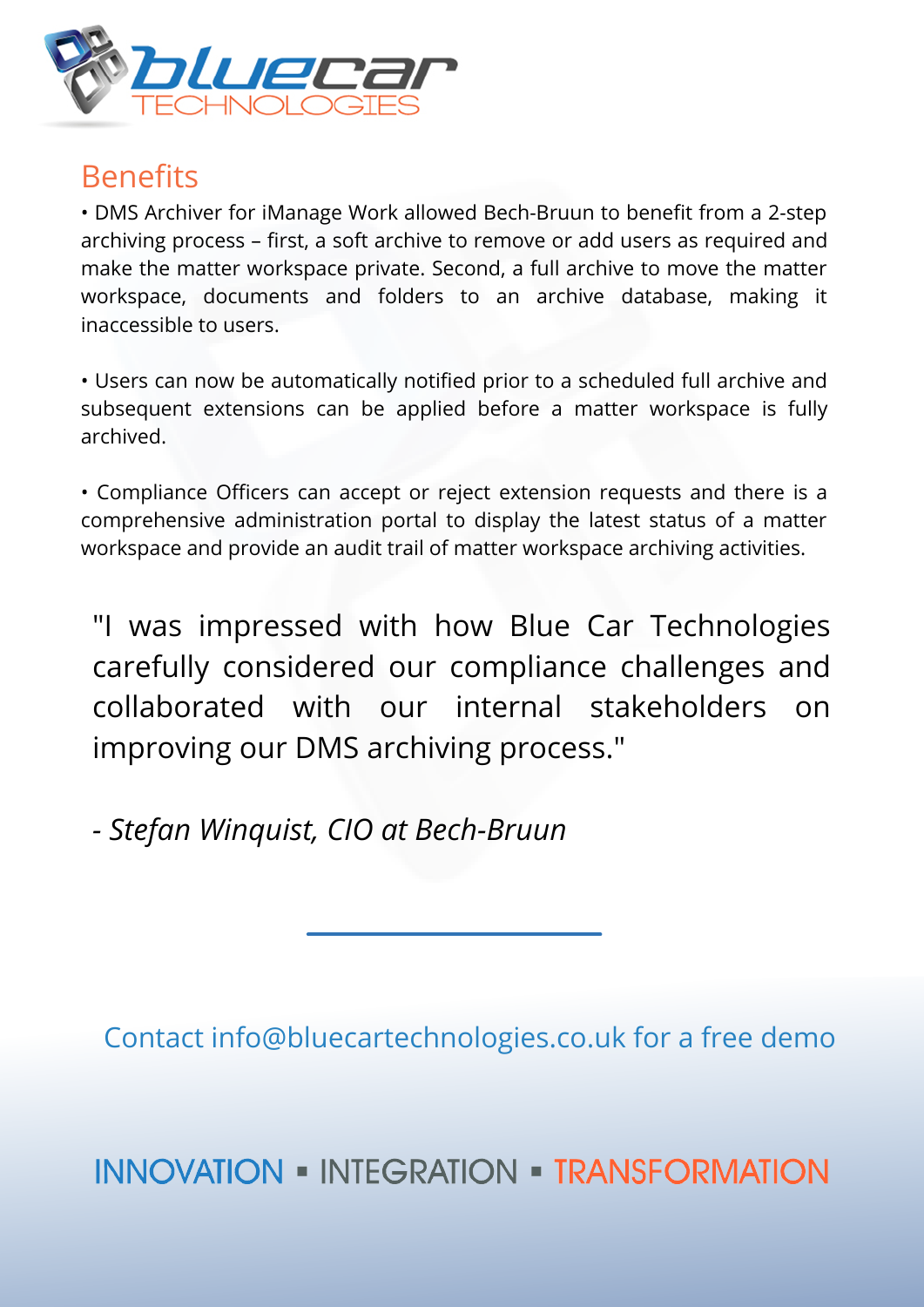## Benefits

- DMS Archiver for iManage Work allowed Bech-Bruun to benefit from a 2-step archiving process – first, a soft archive to remove or add users as required and make the matter workspace private. Second, a full archive to move the matter workspace, documents and folders to an archive database, making it inaccessible to users.

- Users can now be automatically notified prior to a scheduled full archive and subsequent extensions can be applied before a matter workspace is fully archived.

- Compliance Officers can accept or reject extension requests and there is a comprehensive administration portal to display the latest status of a matter workspace and provide an audit trail of matter workspace archiving activities.

"I was impressed with how Blue Car Technologies carefully considered our compliance challenges and collaborated with our internal stakeholders on improving our DMS archiving process."

*- Stefan Winquist, CIO at Bech-Bruun*

---

Contact info@bluecartechnologies.co.uk for a free demo

INNOVATION ▪ INTEGRATION ▪ TRANSFORMATION